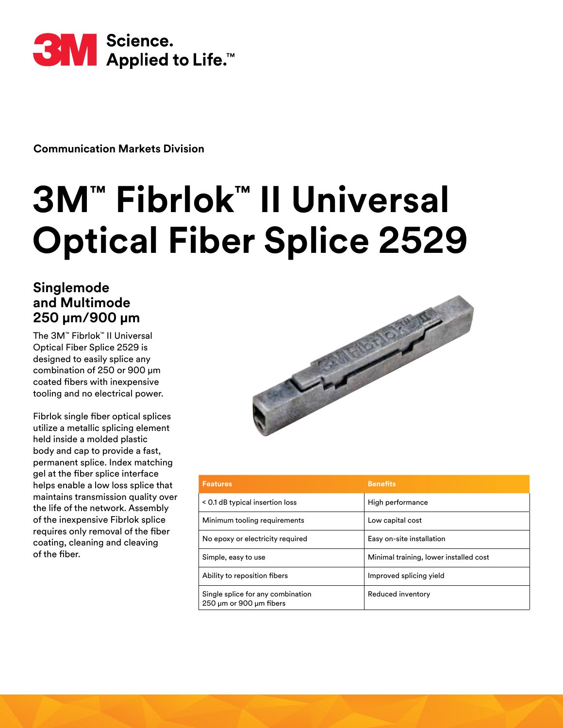Communication Markets Division

# 3M™ Fibrlok™ II Universal Optical Fiber Splice 2529

## Singlemode and Multimode 250 µm/900 µm

The 3M™ Fibrlok™ II Universal Optical Fiber Splice 2529 is designed to easily splice any combination of 250 or 900 µm coated fibers with inexpensive tooling and no electrical power.

Fibrlok single fiber optical splices utilize a metallic splicing element held inside a molded plastic body and cap to provide a fast, permanent splice. Index matching gel at the fiber splice interface helps enable a low loss splice that maintains transmission quality over the life of the network. Assembly of the inexpensive Fibrlok splice requires only removal of the fiber coating, cleaning and cleaving of the fiber.

| Features | Benefits |
|---|---|
| < 0.1 dB typical insertion loss | High performance |
| Minimum tooling requirements | Low capital cost |
| No epoxy or electricity required | Easy on-site installation |
| Simple, easy to use | Minimal training, lower installed cost |
| Ability to reposition fibers | Improved splicing yield |
| Single splice for any combination 250 µm or 900 µm fibers | Reduced inventory |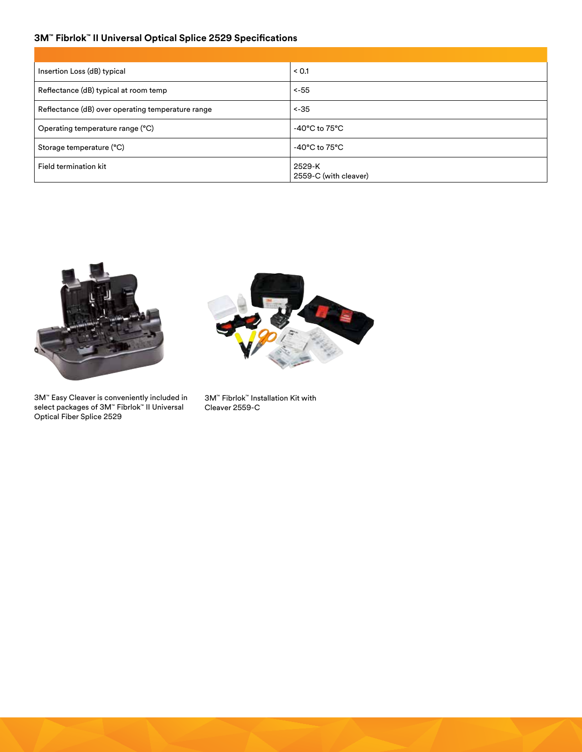### 3M™ Fibrlok™ II Universal Optical Splice 2529 Specifications

| | |
|---|---|
| Insertion Loss (dB) typical | < 0.1 |
| Reflectance (dB) typical at room temp | <-55 |
| Reflectance (dB) over operating temperature range | <-35 |
| Operating temperature range (°C) | -40°C to 75°C |
| Storage temperature (°C) | -40°C to 75°C |
| Field termination kit | 2529-K<br>2559-C (with cleaver) |

3M™ Easy Cleaver is conveniently included in select packages of 3M™ Fibrlok™ II Universal Optical Fiber Splice 2529

3M™ Fibrlok™ Installation Kit with Cleaver 2559-C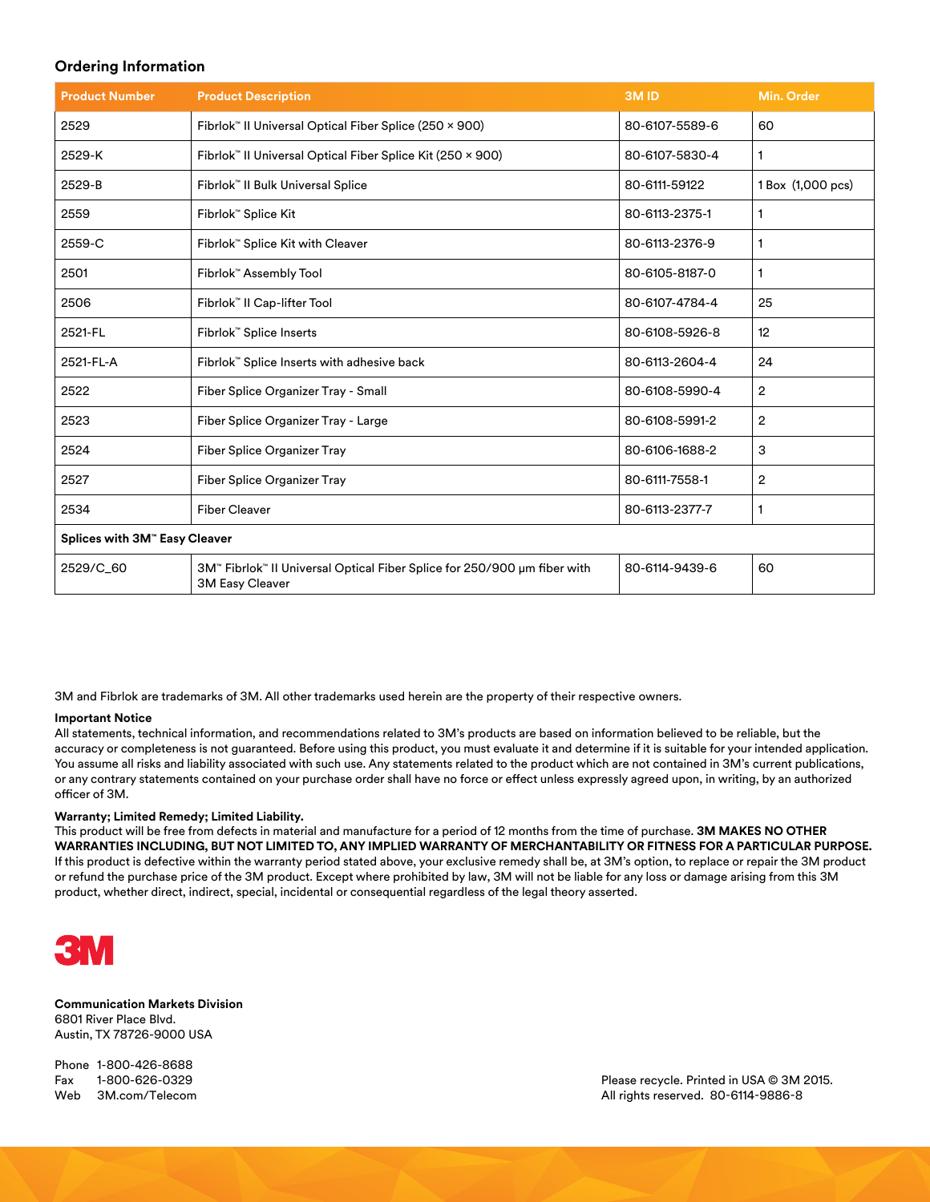## Ordering Information

| Product Number | Product Description | 3M ID | Min. Order |
|---|---|---|---|
| 2529 | Fibrlok™ II Universal Optical Fiber Splice (250 × 900) | 80-6107-5589-6 | 60 |
| 2529-K | Fibrlok™ II Universal Optical Fiber Splice Kit (250 × 900) | 80-6107-5830-4 | 1 |
| 2529-B | Fibrlok™ II Bulk Universal Splice | 80-6111-59122 | 1 Box (1,000 pcs) |
| 2559 | Fibrlok™ Splice Kit | 80-6113-2375-1 | 1 |
| 2559-C | Fibrlok™ Splice Kit with Cleaver | 80-6113-2376-9 | 1 |
| 2501 | Fibrlok™ Assembly Tool | 80-6105-8187-0 | 1 |
| 2506 | Fibrlok™ II Cap-lifter Tool | 80-6107-4784-4 | 25 |
| 2521-FL | Fibrlok™ Splice Inserts | 80-6108-5926-8 | 12 |
| 2521-FL-A | Fibrlok™ Splice Inserts with adhesive back | 80-6113-2604-4 | 24 |
| 2522 | Fiber Splice Organizer Tray - Small | 80-6108-5990-4 | 2 |
| 2523 | Fiber Splice Organizer Tray - Large | 80-6108-5991-2 | 2 |
| 2524 | Fiber Splice Organizer Tray | 80-6106-1688-2 | 3 |
| 2527 | Fiber Splice Organizer Tray | 80-6111-7558-1 | 2 |
| 2534 | Fiber Cleaver | 80-6113-2377-7 | 1 |
| **Splices with 3M™ Easy Cleaver** | | | |
| 2529/C_60 | 3M™ Fibrlok™ II Universal Optical Fiber Splice for 250/900 µm fiber with 3M Easy Cleaver | 80-6114-9439-6 | 60 |

3M and Fibrlok are trademarks of 3M. All other trademarks used herein are the property of their respective owners.

**Important Notice**

All statements, technical information, and recommendations related to 3M's products are based on information believed to be reliable, but the accuracy or completeness is not guaranteed. Before using this product, you must evaluate it and determine if it is suitable for your intended application. You assume all risks and liability associated with such use. Any statements related to the product which are not contained in 3M's current publications, or any contrary statements contained on your purchase order shall have no force or effect unless expressly agreed upon, in writing, by an authorized officer of 3M.

**Warranty; Limited Remedy; Limited Liability.**

This product will be free from defects in material and manufacture for a period of 12 months from the time of purchase. **3M MAKES NO OTHER WARRANTIES INCLUDING, BUT NOT LIMITED TO, ANY IMPLIED WARRANTY OF MERCHANTABILITY OR FITNESS FOR A PARTICULAR PURPOSE.** If this product is defective within the warranty period stated above, your exclusive remedy shall be, at 3M's option, to replace or repair the 3M product or refund the purchase price of the 3M product. Except where prohibited by law, 3M will not be liable for any loss or damage arising from this 3M product, whether direct, indirect, special, incidental or consequential regardless of the legal theory asserted.

3M

**Communication Markets Division**
6801 River Place Blvd.
Austin, TX 78726-9000 USA

Phone 1-800-426-8688
Fax 1-800-626-0329
Web 3M.com/Telecom

Please recycle. Printed in USA © 3M 2015.
All rights reserved. 80-6114-9886-8